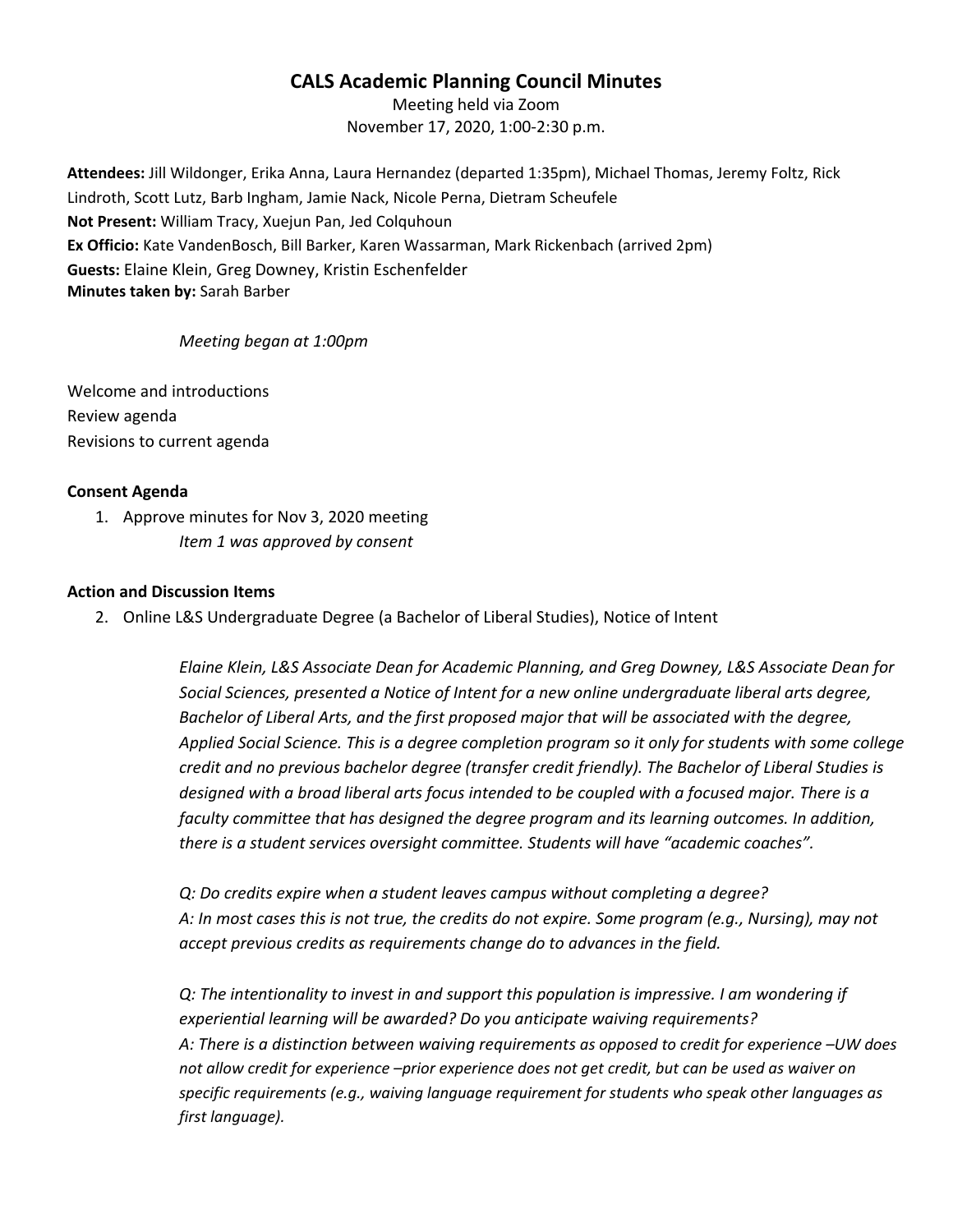# CALS Academic Planning Council Minutes

Meeting held via Zoom
November 17, 2020, 1:00-2:30 p.m.

**Attendees:** Jill Wildonger, Erika Anna, Laura Hernandez (departed 1:35pm), Michael Thomas, Jeremy Foltz, Rick Lindroth, Scott Lutz, Barb Ingham, Jamie Nack, Nicole Perna, Dietram Scheufele
**Not Present:** William Tracy, Xuejun Pan, Jed Colquhoun
**Ex Officio:** Kate VandenBosch, Bill Barker, Karen Wassarman, Mark Rickenbach (arrived 2pm)
**Guests:** Elaine Klein, Greg Downey, Kristin Eschenfelder
**Minutes taken by:** Sarah Barber

*Meeting began at 1:00pm*

Welcome and introductions
Review agenda
Revisions to current agenda

**Consent Agenda**

1. Approve minutes for Nov 3, 2020 meeting
   *Item 1 was approved by consent*

**Action and Discussion Items**

2. Online L&S Undergraduate Degree (a Bachelor of Liberal Studies), Notice of Intent

   *Elaine Klein, L&S Associate Dean for Academic Planning, and Greg Downey, L&S Associate Dean for Social Sciences, presented a Notice of Intent for a new online undergraduate liberal arts degree, Bachelor of Liberal Arts, and the first proposed major that will be associated with the degree, Applied Social Science. This is a degree completion program so it only for students with some college credit and no previous bachelor degree (transfer credit friendly). The Bachelor of Liberal Studies is designed with a broad liberal arts focus intended to be coupled with a focused major. There is a faculty committee that has designed the degree program and its learning outcomes. In addition, there is a student services oversight committee. Students will have "academic coaches".*

   *Q: Do credits expire when a student leaves campus without completing a degree?*
   *A: In most cases this is not true, the credits do not expire. Some program (e.g., Nursing), may not accept previous credits as requirements change do to advances in the field.*

   *Q: The intentionality to invest in and support this population is impressive. I am wondering if experiential learning will be awarded? Do you anticipate waiving requirements?*
   *A: There is a distinction between waiving requirements as opposed to credit for experience –UW does not allow credit for experience –prior experience does not get credit, but can be used as waiver on specific requirements (e.g., waiving language requirement for students who speak other languages as first language).*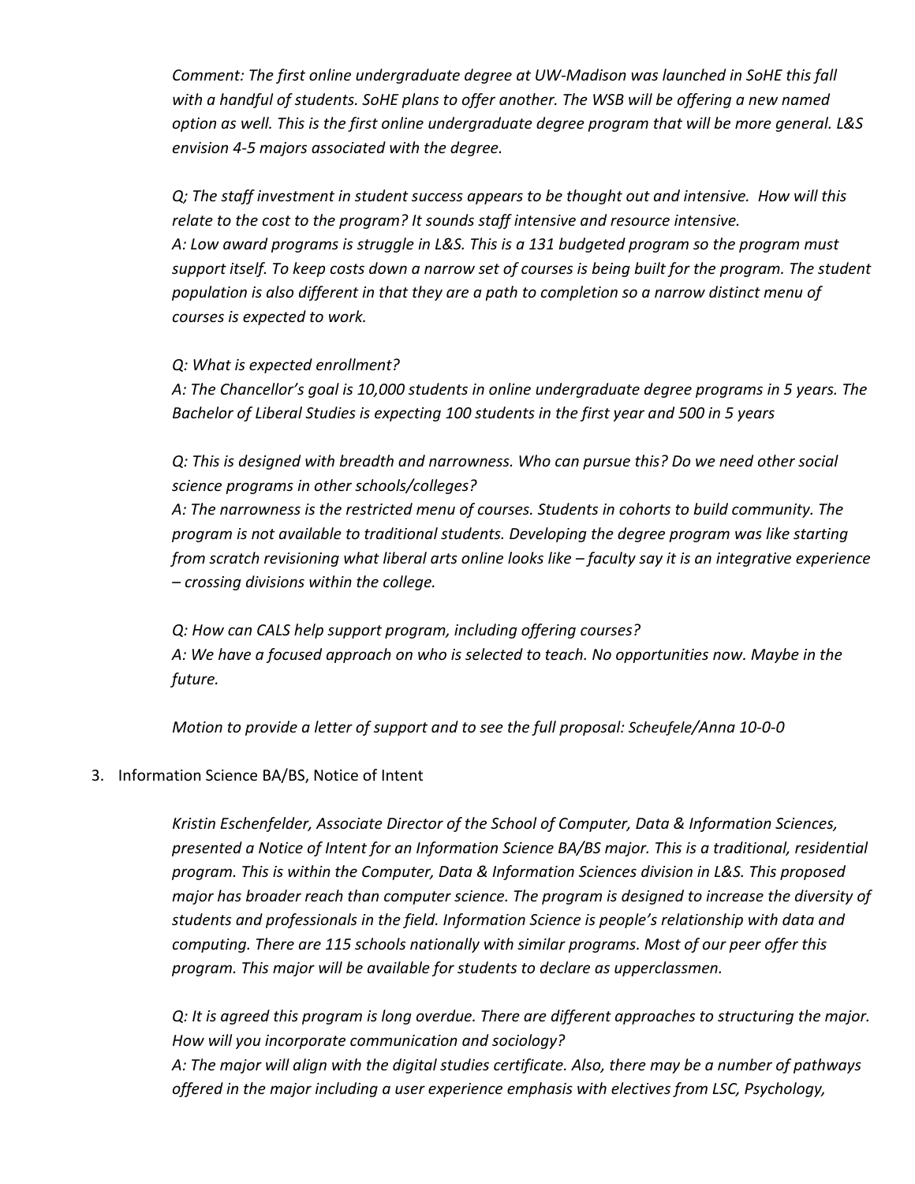*Comment: The first online undergraduate degree at UW-Madison was launched in SoHE this fall with a handful of students. SoHE plans to offer another. The WSB will be offering a new named option as well. This is the first online undergraduate degree program that will be more general. L&S envision 4-5 majors associated with the degree.*

*Q; The staff investment in student success appears to be thought out and intensive. How will this relate to the cost to the program? It sounds staff intensive and resource intensive.*
*A: Low award programs is struggle in L&S. This is a 131 budgeted program so the program must support itself. To keep costs down a narrow set of courses is being built for the program. The student population is also different in that they are a path to completion so a narrow distinct menu of courses is expected to work.*

*Q: What is expected enrollment?*
*A: The Chancellor's goal is 10,000 students in online undergraduate degree programs in 5 years. The Bachelor of Liberal Studies is expecting 100 students in the first year and 500 in 5 years*

*Q: This is designed with breadth and narrowness. Who can pursue this? Do we need other social science programs in other schools/colleges?*
*A: The narrowness is the restricted menu of courses. Students in cohorts to build community. The program is not available to traditional students. Developing the degree program was like starting from scratch revisioning what liberal arts online looks like – faculty say it is an integrative experience – crossing divisions within the college.*

*Q: How can CALS help support program, including offering courses?*
*A: We have a focused approach on who is selected to teach. No opportunities now. Maybe in the future.*

*Motion to provide a letter of support and to see the full proposal: Scheufele/Anna 10-0-0*

3. Information Science BA/BS, Notice of Intent

*Kristin Eschenfelder, Associate Director of the School of Computer, Data & Information Sciences, presented a Notice of Intent for an Information Science BA/BS major. This is a traditional, residential program. This is within the Computer, Data & Information Sciences division in L&S. This proposed major has broader reach than computer science. The program is designed to increase the diversity of students and professionals in the field. Information Science is people's relationship with data and computing. There are 115 schools nationally with similar programs. Most of our peer offer this program. This major will be available for students to declare as upperclassmen.*

*Q: It is agreed this program is long overdue. There are different approaches to structuring the major. How will you incorporate communication and sociology?*
*A: The major will align with the digital studies certificate. Also, there may be a number of pathways offered in the major including a user experience emphasis with electives from LSC, Psychology,*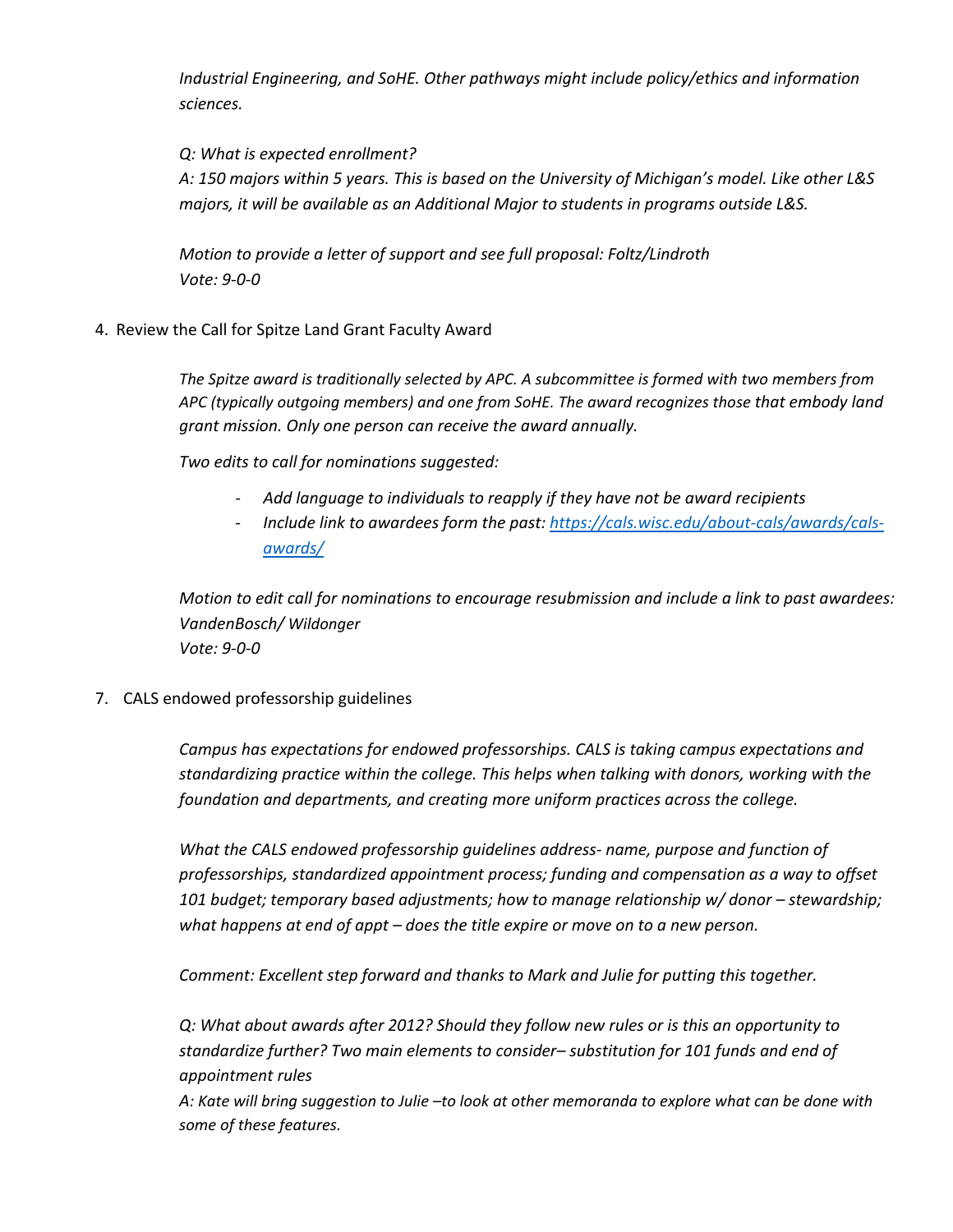*Industrial Engineering, and SoHE. Other pathways might include policy/ethics and information sciences.*

*Q: What is expected enrollment?*
*A: 150 majors within 5 years. This is based on the University of Michigan's model. Like other L&S majors, it will be available as an Additional Major to students in programs outside L&S.*

*Motion to provide a letter of support and see full proposal: Foltz/Lindroth*
*Vote: 9-0-0*

4. Review the Call for Spitze Land Grant Faculty Award

   *The Spitze award is traditionally selected by APC. A subcommittee is formed with two members from APC (typically outgoing members) and one from SoHE. The award recognizes those that embody land grant mission. Only one person can receive the award annually.*

   *Two edits to call for nominations suggested:*

   - *Add language to individuals to reapply if they have not be award recipients*
   - *Include link to awardees form the past: https://cals.wisc.edu/about-cals/awards/cals-awards/*

   *Motion to edit call for nominations to encourage resubmission and include a link to past awardees: VandenBosch/ Wildonger*
   *Vote: 9-0-0*

7. CALS endowed professorship guidelines

   *Campus has expectations for endowed professorships. CALS is taking campus expectations and standardizing practice within the college. This helps when talking with donors, working with the foundation and departments, and creating more uniform practices across the college.*

   *What the CALS endowed professorship guidelines address- name, purpose and function of professorships, standardized appointment process; funding and compensation as a way to offset 101 budget; temporary based adjustments; how to manage relationship w/ donor – stewardship; what happens at end of appt – does the title expire or move on to a new person.*

   *Comment: Excellent step forward and thanks to Mark and Julie for putting this together.*

   *Q: What about awards after 2012? Should they follow new rules or is this an opportunity to standardize further? Two main elements to consider– substitution for 101 funds and end of appointment rules*
   *A: Kate will bring suggestion to Julie –to look at other memoranda to explore what can be done with some of these features.*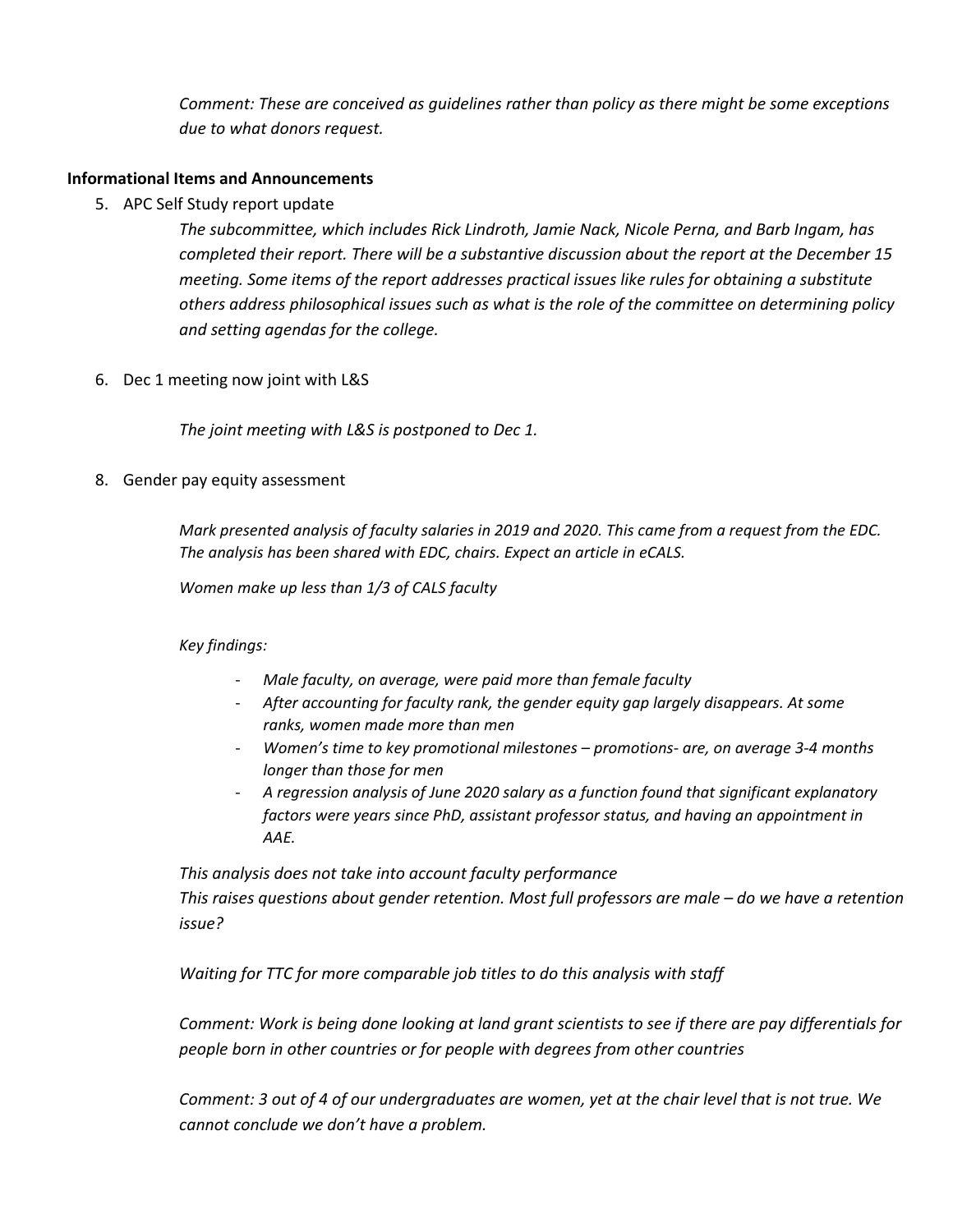*Comment: These are conceived as guidelines rather than policy as there might be some exceptions due to what donors request.*

**Informational Items and Announcements**

5. APC Self Study report update

   *The subcommittee, which includes Rick Lindroth, Jamie Nack, Nicole Perna, and Barb Ingam, has completed their report. There will be a substantive discussion about the report at the December 15 meeting. Some items of the report addresses practical issues like rules for obtaining a substitute others address philosophical issues such as what is the role of the committee on determining policy and setting agendas for the college.*

6. Dec 1 meeting now joint with L&S

   *The joint meeting with L&S is postponed to Dec 1.*

8. Gender pay equity assessment

   *Mark presented analysis of faculty salaries in 2019 and 2020. This came from a request from the EDC. The analysis has been shared with EDC, chairs. Expect an article in eCALS.*

   *Women make up less than 1/3 of CALS faculty*

   *Key findings:*

   - *Male faculty, on average, were paid more than female faculty*
   - *After accounting for faculty rank, the gender equity gap largely disappears. At some ranks, women made more than men*
   - *Women's time to key promotional milestones – promotions- are, on average 3-4 months longer than those for men*
   - *A regression analysis of June 2020 salary as a function found that significant explanatory factors were years since PhD, assistant professor status, and having an appointment in AAE.*

   *This analysis does not take into account faculty performance*
   *This raises questions about gender retention. Most full professors are male – do we have a retention issue?*

   *Waiting for TTC for more comparable job titles to do this analysis with staff*

   *Comment: Work is being done looking at land grant scientists to see if there are pay differentials for people born in other countries or for people with degrees from other countries*

   *Comment: 3 out of 4 of our undergraduates are women, yet at the chair level that is not true. We cannot conclude we don't have a problem.*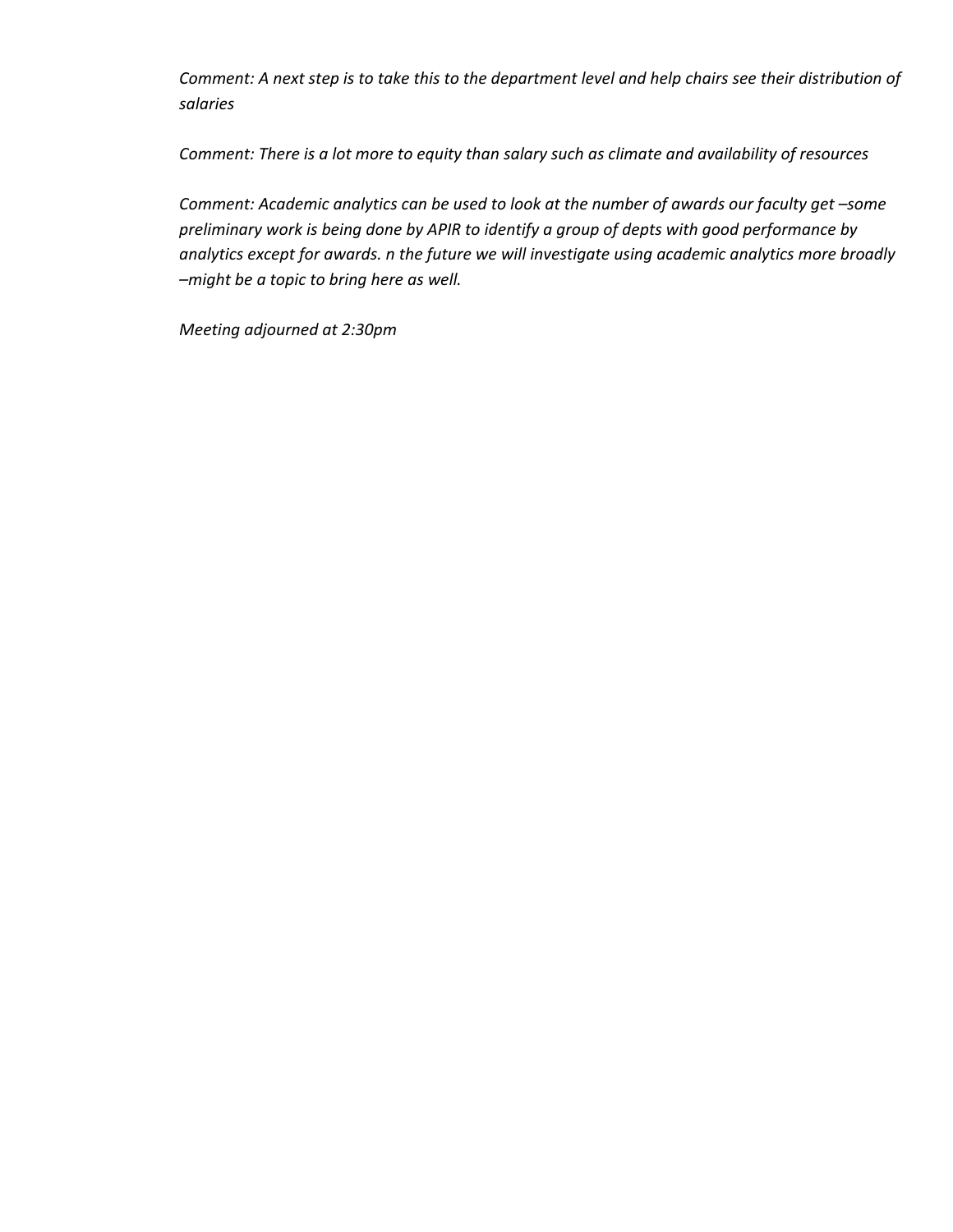*Comment: A next step is to take this to the department level and help chairs see their distribution of salaries*

*Comment: There is a lot more to equity than salary such as climate and availability of resources*

*Comment: Academic analytics can be used to look at the number of awards our faculty get –some preliminary work is being done by APIR to identify a group of depts with good performance by analytics except for awards. n the future we will investigate using academic analytics more broadly –might be a topic to bring here as well.*

*Meeting adjourned at 2:30pm*